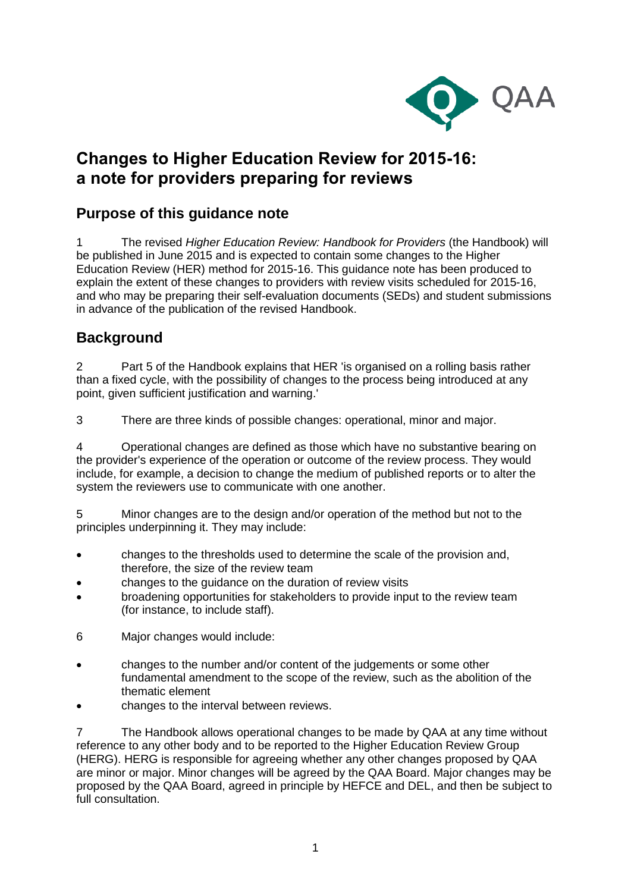# Changes to Higher Education Review for 2015-16: a note for providers preparing for reviews

## Purpose of this guidance note

1 The revised *Higher Education Review: Handbook for Providers* (the Handbook) will be published in June 2015 and is expected to contain some changes to the Higher Education Review (HER) method for 2015-16. This guidance note has been produced to explain the extent of these changes to providers with review visits scheduled for 2015-16, and who may be preparing their self-evaluation documents (SEDs) and student submissions in advance of the publication of the revised Handbook.

## Background

2 Part 5 of the Handbook explains that HER 'is organised on a rolling basis rather than a fixed cycle, with the possibility of changes to the process being introduced at any point, given sufficient justification and warning.'

3 There are three kinds of possible changes: operational, minor and major.

4 Operational changes are defined as those which have no substantive bearing on the provider's experience of the operation or outcome of the review process. They would include, for example, a decision to change the medium of published reports or to alter the system the reviewers use to communicate with one another.

5 Minor changes are to the design and/or operation of the method but not to the principles underpinning it. They may include:

- changes to the thresholds used to determine the scale of the provision and, therefore, the size of the review team
- changes to the guidance on the duration of review visits
- broadening opportunities for stakeholders to provide input to the review team (for instance, to include staff).

6 Major changes would include:

- changes to the number and/or content of the judgements or some other fundamental amendment to the scope of the review, such as the abolition of the thematic element
- changes to the interval between reviews.

7 The Handbook allows operational changes to be made by QAA at any time without reference to any other body and to be reported to the Higher Education Review Group (HERG). HERG is responsible for agreeing whether any other changes proposed by QAA are minor or major. Minor changes will be agreed by the QAA Board. Major changes may be proposed by the QAA Board, agreed in principle by HEFCE and DEL, and then be subject to full consultation.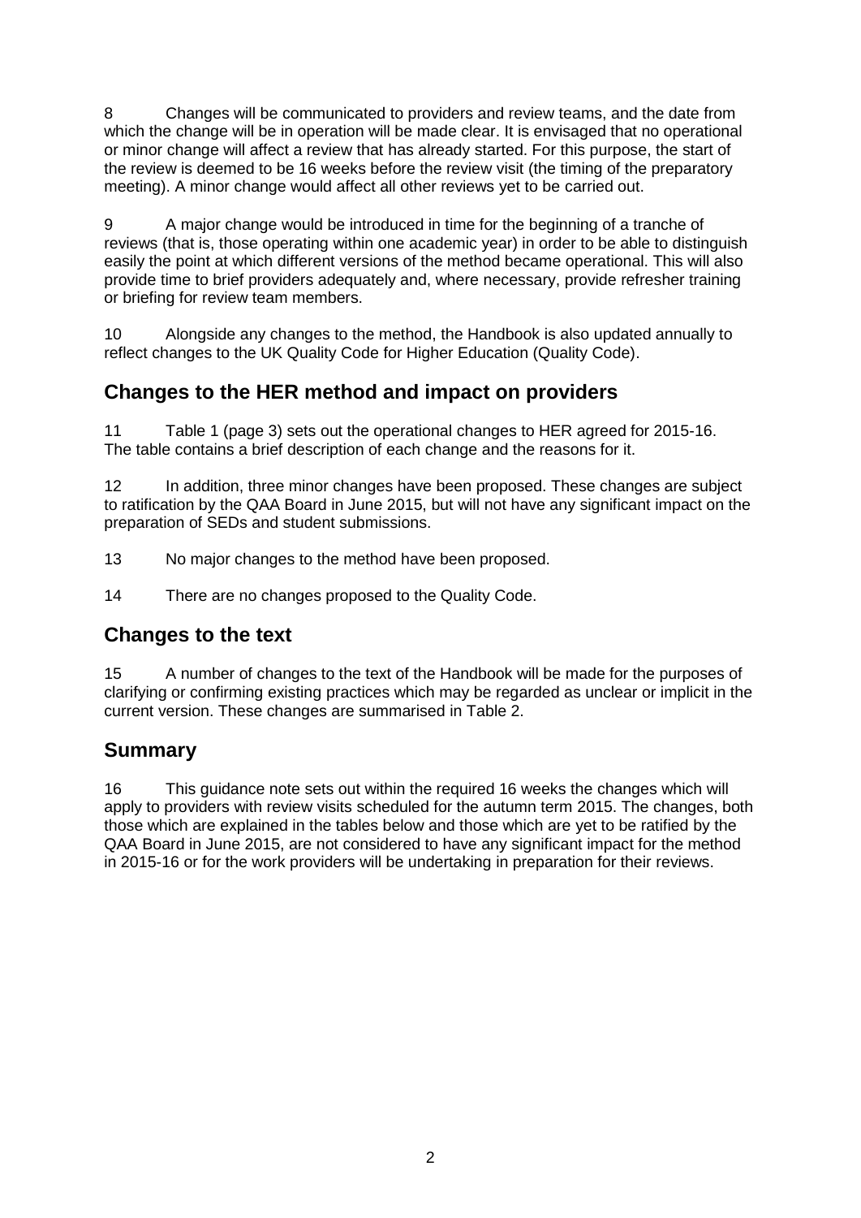8 Changes will be communicated to providers and review teams, and the date from which the change will be in operation will be made clear. It is envisaged that no operational or minor change will affect a review that has already started. For this purpose, the start of the review is deemed to be 16 weeks before the review visit (the timing of the preparatory meeting). A minor change would affect all other reviews yet to be carried out.

9 A major change would be introduced in time for the beginning of a tranche of reviews (that is, those operating within one academic year) in order to be able to distinguish easily the point at which different versions of the method became operational. This will also provide time to brief providers adequately and, where necessary, provide refresher training or briefing for review team members.

10 Alongside any changes to the method, the Handbook is also updated annually to reflect changes to the UK Quality Code for Higher Education (Quality Code).

## Changes to the HER method and impact on providers

11 Table 1 (page 3) sets out the operational changes to HER agreed for 2015-16. The table contains a brief description of each change and the reasons for it.

12 In addition, three minor changes have been proposed. These changes are subject to ratification by the QAA Board in June 2015, but will not have any significant impact on the preparation of SEDs and student submissions.

13 No major changes to the method have been proposed.

14 There are no changes proposed to the Quality Code.

## Changes to the text

15 A number of changes to the text of the Handbook will be made for the purposes of clarifying or confirming existing practices which may be regarded as unclear or implicit in the current version. These changes are summarised in Table 2.

## Summary

16 This guidance note sets out within the required 16 weeks the changes which will apply to providers with review visits scheduled for the autumn term 2015. The changes, both those which are explained in the tables below and those which are yet to be ratified by the QAA Board in June 2015, are not considered to have any significant impact for the method in 2015-16 or for the work providers will be undertaking in preparation for their reviews.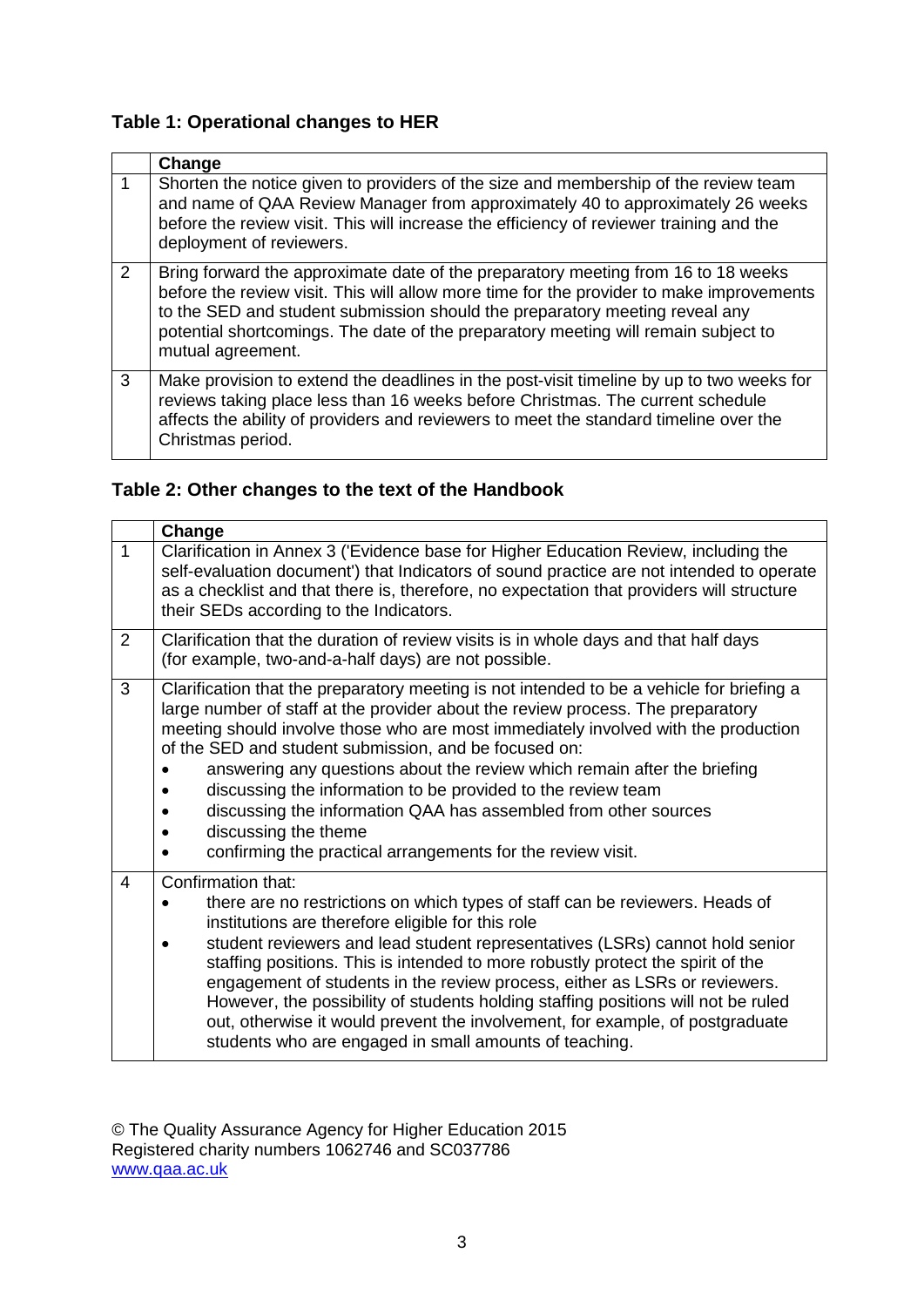### Table 1: Operational changes to HER

| | Change |
|---|---|
| 1 | Shorten the notice given to providers of the size and membership of the review team and name of QAA Review Manager from approximately 40 to approximately 26 weeks before the review visit. This will increase the efficiency of reviewer training and the deployment of reviewers. |
| 2 | Bring forward the approximate date of the preparatory meeting from 16 to 18 weeks before the review visit. This will allow more time for the provider to make improvements to the SED and student submission should the preparatory meeting reveal any potential shortcomings. The date of the preparatory meeting will remain subject to mutual agreement. |
| 3 | Make provision to extend the deadlines in the post-visit timeline by up to two weeks for reviews taking place less than 16 weeks before Christmas. The current schedule affects the ability of providers and reviewers to meet the standard timeline over the Christmas period. |

### Table 2: Other changes to the text of the Handbook

| | Change |
|---|---|
| 1 | Clarification in Annex 3 ('Evidence base for Higher Education Review, including the self-evaluation document') that Indicators of sound practice are not intended to operate as a checklist and that there is, therefore, no expectation that providers will structure their SEDs according to the Indicators. |
| 2 | Clarification that the duration of review visits is in whole days and that half days (for example, two-and-a-half days) are not possible. |
| 3 | Clarification that the preparatory meeting is not intended to be a vehicle for briefing a large number of staff at the provider about the review process. The preparatory meeting should involve those who are most immediately involved with the production of the SED and student submission, and be focused on:<br>• answering any questions about the review which remain after the briefing<br>• discussing the information to be provided to the review team<br>• discussing the information QAA has assembled from other sources<br>• discussing the theme<br>• confirming the practical arrangements for the review visit. |
| 4 | Confirmation that:<br>• there are no restrictions on which types of staff can be reviewers. Heads of institutions are therefore eligible for this role<br>• student reviewers and lead student representatives (LSRs) cannot hold senior staffing positions. This is intended to more robustly protect the spirit of the engagement of students in the review process, either as LSRs or reviewers. However, the possibility of students holding staffing positions will not be ruled out, otherwise it would prevent the involvement, for example, of postgraduate students who are engaged in small amounts of teaching. |

© The Quality Assurance Agency for Higher Education 2015
Registered charity numbers 1062746 and SC037786
[www.qaa.ac.uk](http://www.qaa.ac.uk)